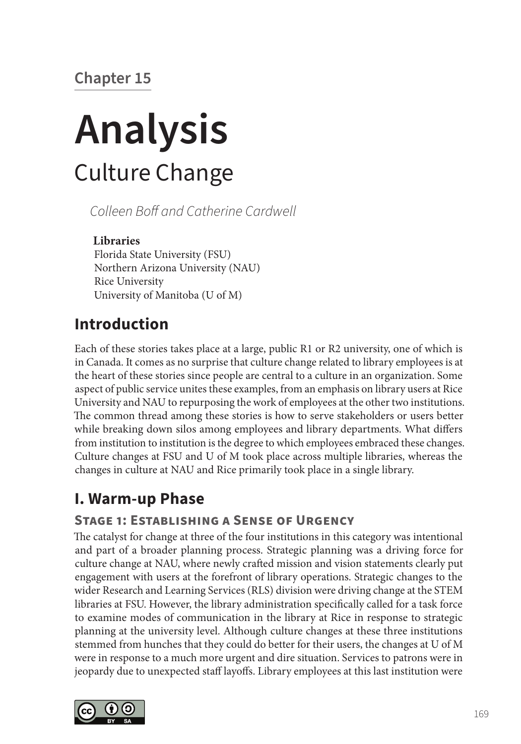Chapter 15

# Analysis

## Culture Change

*Colleen Boff and Catherine Cardwell*

**Libraries**
Florida State University (FSU)
Northern Arizona University (NAU)
Rice University
University of Manitoba (U of M)

## Introduction

Each of these stories takes place at a large, public R1 or R2 university, one of which is in Canada. It comes as no surprise that culture change related to library employees is at the heart of these stories since people are central to a culture in an organization. Some aspect of public service unites these examples, from an emphasis on library users at Rice University and NAU to repurposing the work of employees at the other two institutions. The common thread among these stories is how to serve stakeholders or users better while breaking down silos among employees and library departments. What differs from institution to institution is the degree to which employees embraced these changes. Culture changes at FSU and U of M took place across multiple libraries, whereas the changes in culture at NAU and Rice primarily took place in a single library.

## I. Warm-up Phase

### Stage 1: Establishing a Sense of Urgency

The catalyst for change at three of the four institutions in this category was intentional and part of a broader planning process. Strategic planning was a driving force for culture change at NAU, where newly crafted mission and vision statements clearly put engagement with users at the forefront of library operations. Strategic changes to the wider Research and Learning Services (RLS) division were driving change at the STEM libraries at FSU. However, the library administration specifically called for a task force to examine modes of communication in the library at Rice in response to strategic planning at the university level. Although culture changes at these three institutions stemmed from hunches that they could do better for their users, the changes at U of M were in response to a much more urgent and dire situation. Services to patrons were in jeopardy due to unexpected staff layoffs. Library employees at this last institution were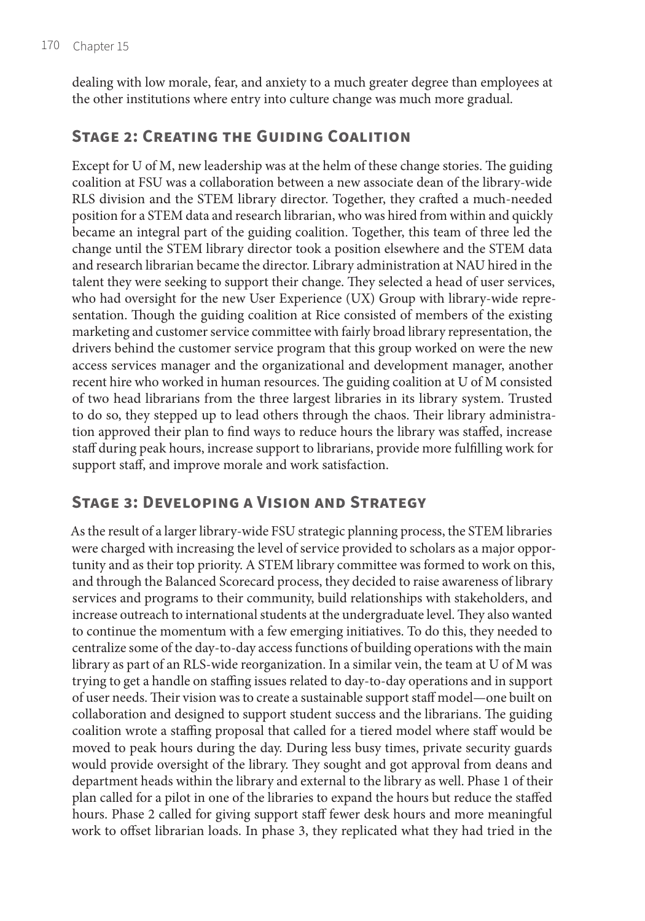dealing with low morale, fear, and anxiety to a much greater degree than employees at the other institutions where entry into culture change was much more gradual.

## Stage 2: Creating the Guiding Coalition

Except for U of M, new leadership was at the helm of these change stories. The guiding coalition at FSU was a collaboration between a new associate dean of the library-wide RLS division and the STEM library director. Together, they crafted a much-needed position for a STEM data and research librarian, who was hired from within and quickly became an integral part of the guiding coalition. Together, this team of three led the change until the STEM library director took a position elsewhere and the STEM data and research librarian became the director. Library administration at NAU hired in the talent they were seeking to support their change. They selected a head of user services, who had oversight for the new User Experience (UX) Group with library-wide representation. Though the guiding coalition at Rice consisted of members of the existing marketing and customer service committee with fairly broad library representation, the drivers behind the customer service program that this group worked on were the new access services manager and the organizational and development manager, another recent hire who worked in human resources. The guiding coalition at U of M consisted of two head librarians from the three largest libraries in its library system. Trusted to do so, they stepped up to lead others through the chaos. Their library administration approved their plan to find ways to reduce hours the library was staffed, increase staff during peak hours, increase support to librarians, provide more fulfilling work for support staff, and improve morale and work satisfaction.

## Stage 3: Developing a Vision and Strategy

As the result of a larger library-wide FSU strategic planning process, the STEM libraries were charged with increasing the level of service provided to scholars as a major opportunity and as their top priority. A STEM library committee was formed to work on this, and through the Balanced Scorecard process, they decided to raise awareness of library services and programs to their community, build relationships with stakeholders, and increase outreach to international students at the undergraduate level. They also wanted to continue the momentum with a few emerging initiatives. To do this, they needed to centralize some of the day-to-day access functions of building operations with the main library as part of an RLS-wide reorganization. In a similar vein, the team at U of M was trying to get a handle on staffing issues related to day-to-day operations and in support of user needs. Their vision was to create a sustainable support staff model—one built on collaboration and designed to support student success and the librarians. The guiding coalition wrote a staffing proposal that called for a tiered model where staff would be moved to peak hours during the day. During less busy times, private security guards would provide oversight of the library. They sought and got approval from deans and department heads within the library and external to the library as well. Phase 1 of their plan called for a pilot in one of the libraries to expand the hours but reduce the staffed hours. Phase 2 called for giving support staff fewer desk hours and more meaningful work to offset librarian loads. In phase 3, they replicated what they had tried in the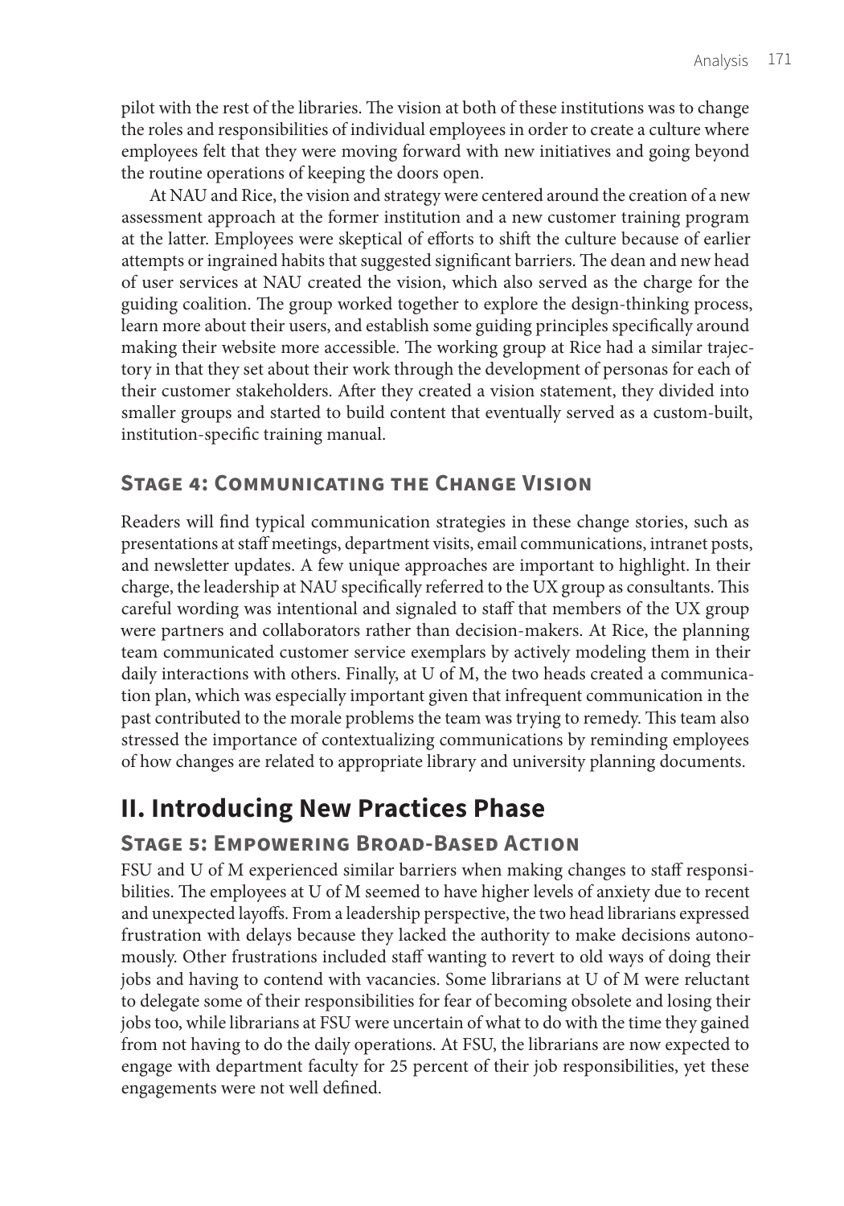pilot with the rest of the libraries. The vision at both of these institutions was to change the roles and responsibilities of individual employees in order to create a culture where employees felt that they were moving forward with new initiatives and going beyond the routine operations of keeping the doors open.

At NAU and Rice, the vision and strategy were centered around the creation of a new assessment approach at the former institution and a new customer training program at the latter. Employees were skeptical of efforts to shift the culture because of earlier attempts or ingrained habits that suggested significant barriers. The dean and new head of user services at NAU created the vision, which also served as the charge for the guiding coalition. The group worked together to explore the design-thinking process, learn more about their users, and establish some guiding principles specifically around making their website more accessible. The working group at Rice had a similar trajectory in that they set about their work through the development of personas for each of their customer stakeholders. After they created a vision statement, they divided into smaller groups and started to build content that eventually served as a custom-built, institution-specific training manual.

### Stage 4: Communicating the Change Vision

Readers will find typical communication strategies in these change stories, such as presentations at staff meetings, department visits, email communications, intranet posts, and newsletter updates. A few unique approaches are important to highlight. In their charge, the leadership at NAU specifically referred to the UX group as consultants. This careful wording was intentional and signaled to staff that members of the UX group were partners and collaborators rather than decision-makers. At Rice, the planning team communicated customer service exemplars by actively modeling them in their daily interactions with others. Finally, at U of M, the two heads created a communication plan, which was especially important given that infrequent communication in the past contributed to the morale problems the team was trying to remedy. This team also stressed the importance of contextualizing communications by reminding employees of how changes are related to appropriate library and university planning documents.

## II. Introducing New Practices Phase

### Stage 5: Empowering Broad-Based Action

FSU and U of M experienced similar barriers when making changes to staff responsibilities. The employees at U of M seemed to have higher levels of anxiety due to recent and unexpected layoffs. From a leadership perspective, the two head librarians expressed frustration with delays because they lacked the authority to make decisions autonomously. Other frustrations included staff wanting to revert to old ways of doing their jobs and having to contend with vacancies. Some librarians at U of M were reluctant to delegate some of their responsibilities for fear of becoming obsolete and losing their jobs too, while librarians at FSU were uncertain of what to do with the time they gained from not having to do the daily operations. At FSU, the librarians are now expected to engage with department faculty for 25 percent of their job responsibilities, yet these engagements were not well defined.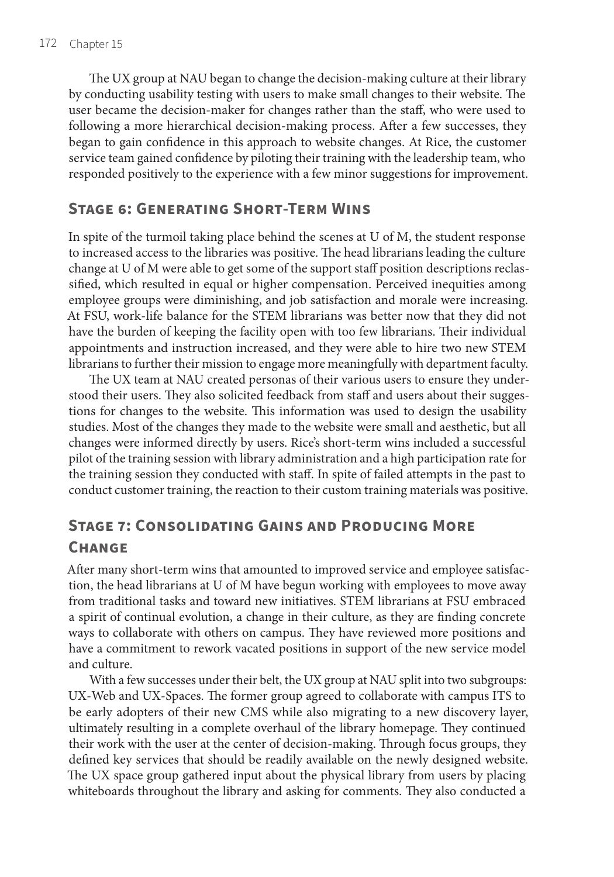The UX group at NAU began to change the decision-making culture at their library by conducting usability testing with users to make small changes to their website. The user became the decision-maker for changes rather than the staff, who were used to following a more hierarchical decision-making process. After a few successes, they began to gain confidence in this approach to website changes. At Rice, the customer service team gained confidence by piloting their training with the leadership team, who responded positively to the experience with a few minor suggestions for improvement.

## Stage 6: Generating Short-Term Wins

In spite of the turmoil taking place behind the scenes at U of M, the student response to increased access to the libraries was positive. The head librarians leading the culture change at U of M were able to get some of the support staff position descriptions reclassified, which resulted in equal or higher compensation. Perceived inequities among employee groups were diminishing, and job satisfaction and morale were increasing. At FSU, work-life balance for the STEM librarians was better now that they did not have the burden of keeping the facility open with too few librarians. Their individual appointments and instruction increased, and they were able to hire two new STEM librarians to further their mission to engage more meaningfully with department faculty.

The UX team at NAU created personas of their various users to ensure they understood their users. They also solicited feedback from staff and users about their suggestions for changes to the website. This information was used to design the usability studies. Most of the changes they made to the website were small and aesthetic, but all changes were informed directly by users. Rice's short-term wins included a successful pilot of the training session with library administration and a high participation rate for the training session they conducted with staff. In spite of failed attempts in the past to conduct customer training, the reaction to their custom training materials was positive.

## Stage 7: Consolidating Gains and Producing More Change

After many short-term wins that amounted to improved service and employee satisfaction, the head librarians at U of M have begun working with employees to move away from traditional tasks and toward new initiatives. STEM librarians at FSU embraced a spirit of continual evolution, a change in their culture, as they are finding concrete ways to collaborate with others on campus. They have reviewed more positions and have a commitment to rework vacated positions in support of the new service model and culture.

With a few successes under their belt, the UX group at NAU split into two subgroups: UX-Web and UX-Spaces. The former group agreed to collaborate with campus ITS to be early adopters of their new CMS while also migrating to a new discovery layer, ultimately resulting in a complete overhaul of the library homepage. They continued their work with the user at the center of decision-making. Through focus groups, they defined key services that should be readily available on the newly designed website. The UX space group gathered input about the physical library from users by placing whiteboards throughout the library and asking for comments. They also conducted a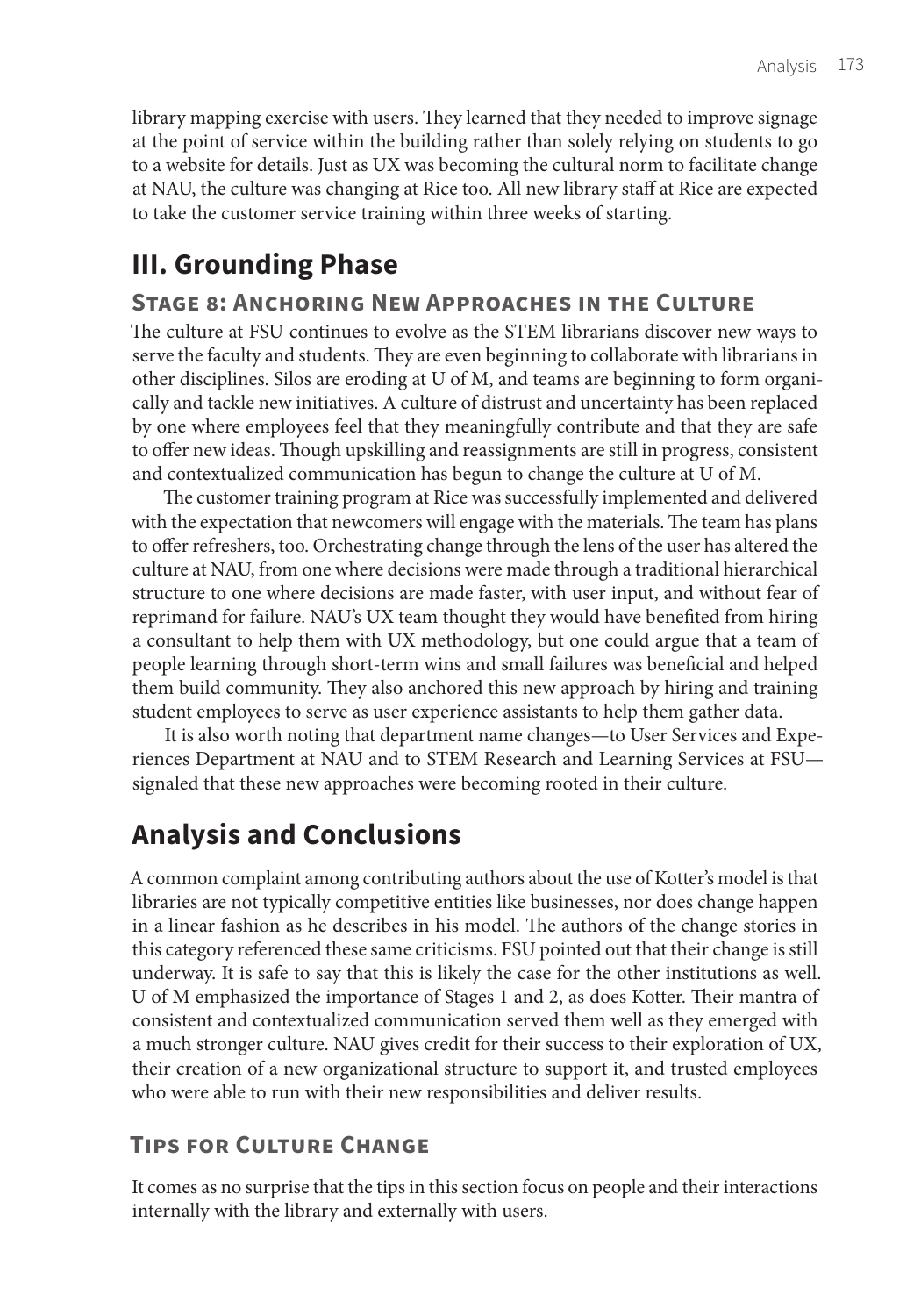library mapping exercise with users. They learned that they needed to improve signage at the point of service within the building rather than solely relying on students to go to a website for details. Just as UX was becoming the cultural norm to facilitate change at NAU, the culture was changing at Rice too. All new library staff at Rice are expected to take the customer service training within three weeks of starting.

## III. Grounding Phase

### Stage 8: Anchoring New Approaches in the Culture

The culture at FSU continues to evolve as the STEM librarians discover new ways to serve the faculty and students. They are even beginning to collaborate with librarians in other disciplines. Silos are eroding at U of M, and teams are beginning to form organically and tackle new initiatives. A culture of distrust and uncertainty has been replaced by one where employees feel that they meaningfully contribute and that they are safe to offer new ideas. Though upskilling and reassignments are still in progress, consistent and contextualized communication has begun to change the culture at U of M.

The customer training program at Rice was successfully implemented and delivered with the expectation that newcomers will engage with the materials. The team has plans to offer refreshers, too. Orchestrating change through the lens of the user has altered the culture at NAU, from one where decisions were made through a traditional hierarchical structure to one where decisions are made faster, with user input, and without fear of reprimand for failure. NAU's UX team thought they would have benefited from hiring a consultant to help them with UX methodology, but one could argue that a team of people learning through short-term wins and small failures was beneficial and helped them build community. They also anchored this new approach by hiring and training student employees to serve as user experience assistants to help them gather data.

It is also worth noting that department name changes—to User Services and Experiences Department at NAU and to STEM Research and Learning Services at FSU—signaled that these new approaches were becoming rooted in their culture.

## Analysis and Conclusions

A common complaint among contributing authors about the use of Kotter's model is that libraries are not typically competitive entities like businesses, nor does change happen in a linear fashion as he describes in his model. The authors of the change stories in this category referenced these same criticisms. FSU pointed out that their change is still underway. It is safe to say that this is likely the case for the other institutions as well. U of M emphasized the importance of Stages 1 and 2, as does Kotter. Their mantra of consistent and contextualized communication served them well as they emerged with a much stronger culture. NAU gives credit for their success to their exploration of UX, their creation of a new organizational structure to support it, and trusted employees who were able to run with their new responsibilities and deliver results.

### Tips for Culture Change

It comes as no surprise that the tips in this section focus on people and their interactions internally with the library and externally with users.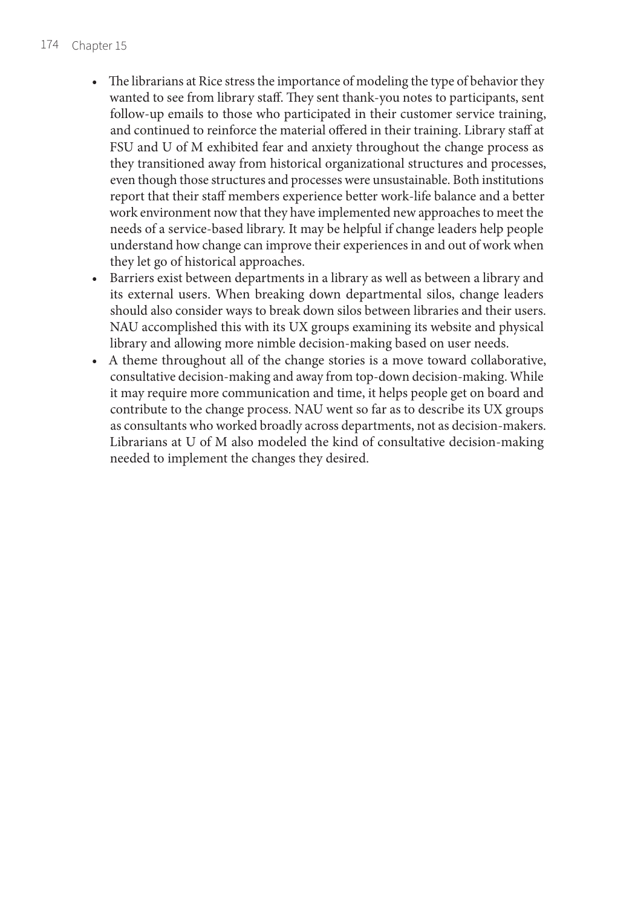- The librarians at Rice stress the importance of modeling the type of behavior they wanted to see from library staff. They sent thank-you notes to participants, sent follow-up emails to those who participated in their customer service training, and continued to reinforce the material offered in their training. Library staff at FSU and U of M exhibited fear and anxiety throughout the change process as they transitioned away from historical organizational structures and processes, even though those structures and processes were unsustainable. Both institutions report that their staff members experience better work-life balance and a better work environment now that they have implemented new approaches to meet the needs of a service-based library. It may be helpful if change leaders help people understand how change can improve their experiences in and out of work when they let go of historical approaches.
- Barriers exist between departments in a library as well as between a library and its external users. When breaking down departmental silos, change leaders should also consider ways to break down silos between libraries and their users. NAU accomplished this with its UX groups examining its website and physical library and allowing more nimble decision-making based on user needs.
- A theme throughout all of the change stories is a move toward collaborative, consultative decision-making and away from top-down decision-making. While it may require more communication and time, it helps people get on board and contribute to the change process. NAU went so far as to describe its UX groups as consultants who worked broadly across departments, not as decision-makers. Librarians at U of M also modeled the kind of consultative decision-making needed to implement the changes they desired.